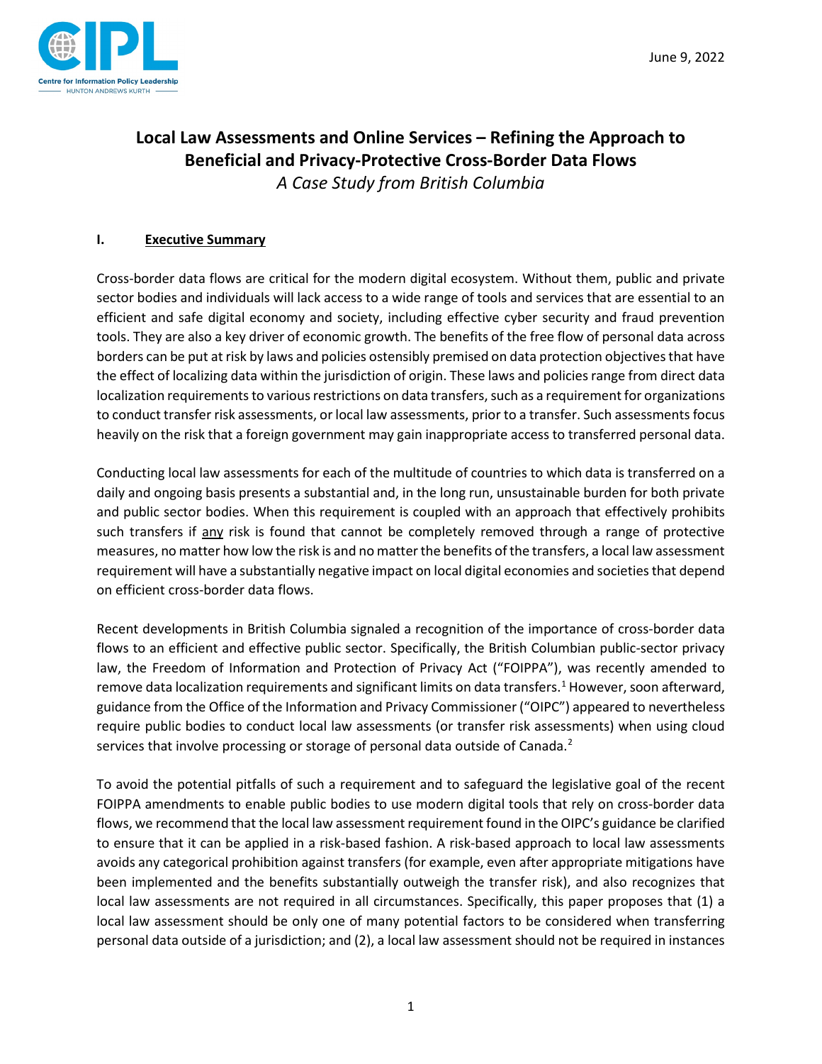June 9, 2022

# Local Law Assessments and Online Services – Refining the Approach to Beneficial and Privacy-Protective Cross-Border Data Flows

*A Case Study from British Columbia*

## I. Executive Summary

Cross-border data flows are critical for the modern digital ecosystem. Without them, public and private sector bodies and individuals will lack access to a wide range of tools and services that are essential to an efficient and safe digital economy and society, including effective cyber security and fraud prevention tools. They are also a key driver of economic growth. The benefits of the free flow of personal data across borders can be put at risk by laws and policies ostensibly premised on data protection objectives that have the effect of localizing data within the jurisdiction of origin. These laws and policies range from direct data localization requirements to various restrictions on data transfers, such as a requirement for organizations to conduct transfer risk assessments, or local law assessments, prior to a transfer. Such assessments focus heavily on the risk that a foreign government may gain inappropriate access to transferred personal data.

Conducting local law assessments for each of the multitude of countries to which data is transferred on a daily and ongoing basis presents a substantial and, in the long run, unsustainable burden for both private and public sector bodies. When this requirement is coupled with an approach that effectively prohibits such transfers if <u>any</u> risk is found that cannot be completely removed through a range of protective measures, no matter how low the risk is and no matter the benefits of the transfers, a local law assessment requirement will have a substantially negative impact on local digital economies and societies that depend on efficient cross-border data flows.

Recent developments in British Columbia signaled a recognition of the importance of cross-border data flows to an efficient and effective public sector. Specifically, the British Columbian public-sector privacy law, the Freedom of Information and Protection of Privacy Act ("FOIPPA"), was recently amended to remove data localization requirements and significant limits on data transfers.[1] However, soon afterward, guidance from the Office of the Information and Privacy Commissioner ("OIPC") appeared to nevertheless require public bodies to conduct local law assessments (or transfer risk assessments) when using cloud services that involve processing or storage of personal data outside of Canada.[2]

To avoid the potential pitfalls of such a requirement and to safeguard the legislative goal of the recent FOIPPA amendments to enable public bodies to use modern digital tools that rely on cross-border data flows, we recommend that the local law assessment requirement found in the OIPC's guidance be clarified to ensure that it can be applied in a risk-based fashion. A risk-based approach to local law assessments avoids any categorical prohibition against transfers (for example, even after appropriate mitigations have been implemented and the benefits substantially outweigh the transfer risk), and also recognizes that local law assessments are not required in all circumstances. Specifically, this paper proposes that (1) a local law assessment should be only one of many potential factors to be considered when transferring personal data outside of a jurisdiction; and (2), a local law assessment should not be required in instances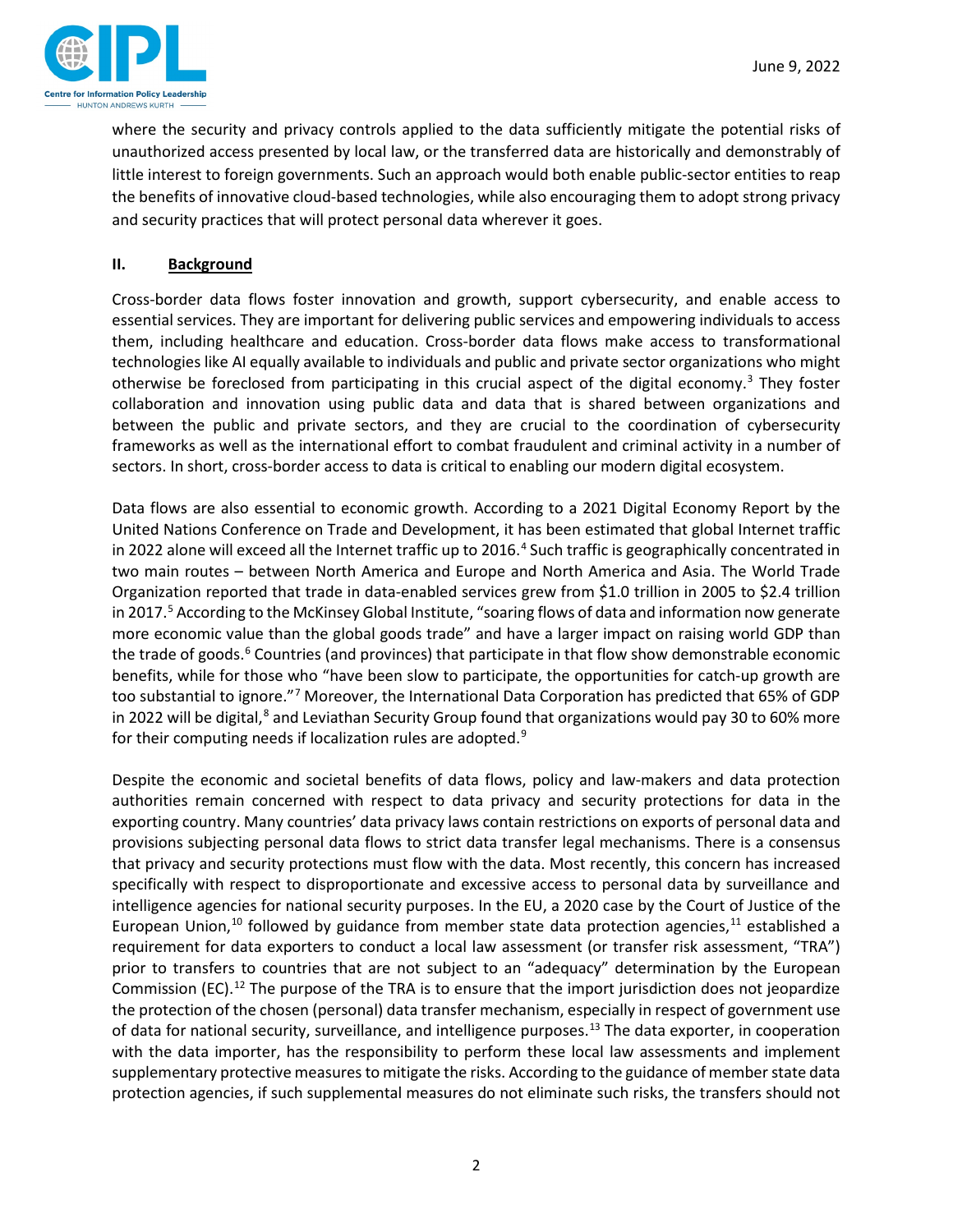where the security and privacy controls applied to the data sufficiently mitigate the potential risks of unauthorized access presented by local law, or the transferred data are historically and demonstrably of little interest to foreign governments. Such an approach would both enable public-sector entities to reap the benefits of innovative cloud-based technologies, while also encouraging them to adopt strong privacy and security practices that will protect personal data wherever it goes.

## II. Background

Cross-border data flows foster innovation and growth, support cybersecurity, and enable access to essential services. They are important for delivering public services and empowering individuals to access them, including healthcare and education. Cross-border data flows make access to transformational technologies like AI equally available to individuals and public and private sector organizations who might otherwise be foreclosed from participating in this crucial aspect of the digital economy.[3] They foster collaboration and innovation using public data and data that is shared between organizations and between the public and private sectors, and they are crucial to the coordination of cybersecurity frameworks as well as the international effort to combat fraudulent and criminal activity in a number of sectors. In short, cross-border access to data is critical to enabling our modern digital ecosystem.

Data flows are also essential to economic growth. According to a 2021 Digital Economy Report by the United Nations Conference on Trade and Development, it has been estimated that global Internet traffic in 2022 alone will exceed all the Internet traffic up to 2016.[4] Such traffic is geographically concentrated in two main routes – between North America and Europe and North America and Asia. The World Trade Organization reported that trade in data-enabled services grew from $1.0 trillion in 2005 to $2.4 trillion in 2017.[5] According to the McKinsey Global Institute, "soaring flows of data and information now generate more economic value than the global goods trade" and have a larger impact on raising world GDP than the trade of goods.[6] Countries (and provinces) that participate in that flow show demonstrable economic benefits, while for those who "have been slow to participate, the opportunities for catch-up growth are too substantial to ignore."[7] Moreover, the International Data Corporation has predicted that 65% of GDP in 2022 will be digital,[8] and Leviathan Security Group found that organizations would pay 30 to 60% more for their computing needs if localization rules are adopted.[9]

Despite the economic and societal benefits of data flows, policy and law-makers and data protection authorities remain concerned with respect to data privacy and security protections for data in the exporting country. Many countries' data privacy laws contain restrictions on exports of personal data and provisions subjecting personal data flows to strict data transfer legal mechanisms. There is a consensus that privacy and security protections must flow with the data. Most recently, this concern has increased specifically with respect to disproportionate and excessive access to personal data by surveillance and intelligence agencies for national security purposes. In the EU, a 2020 case by the Court of Justice of the European Union,[10] followed by guidance from member state data protection agencies,[11] established a requirement for data exporters to conduct a local law assessment (or transfer risk assessment, "TRA") prior to transfers to countries that are not subject to an "adequacy" determination by the European Commission (EC).[12] The purpose of the TRA is to ensure that the import jurisdiction does not jeopardize the protection of the chosen (personal) data transfer mechanism, especially in respect of government use of data for national security, surveillance, and intelligence purposes.[13] The data exporter, in cooperation with the data importer, has the responsibility to perform these local law assessments and implement supplementary protective measures to mitigate the risks. According to the guidance of member state data protection agencies, if such supplemental measures do not eliminate such risks, the transfers should not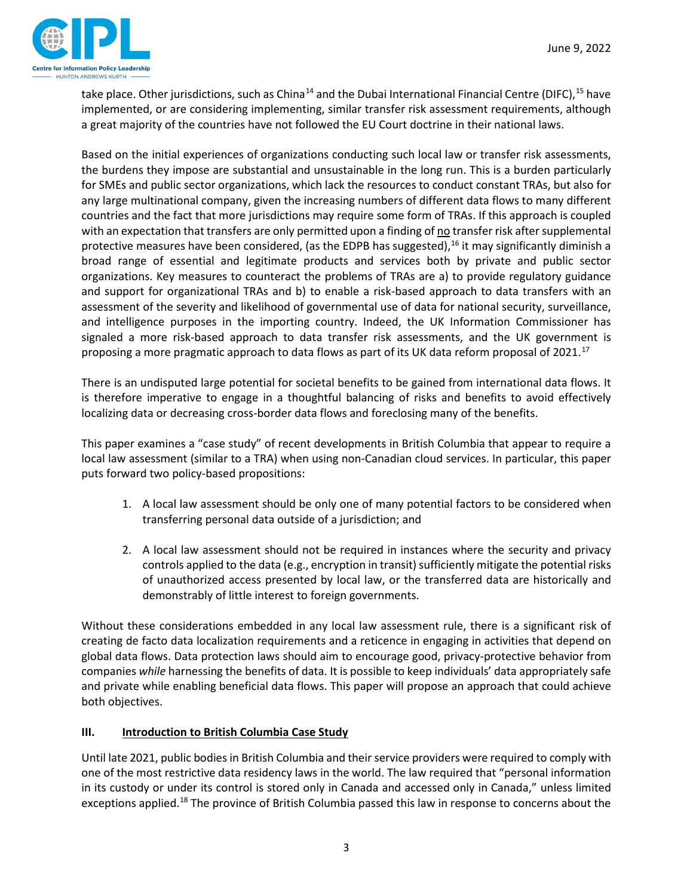take place. Other jurisdictions, such as China[14] and the Dubai International Financial Centre (DIFC),[15] have implemented, or are considering implementing, similar transfer risk assessment requirements, although a great majority of the countries have not followed the EU Court doctrine in their national laws.

Based on the initial experiences of organizations conducting such local law or transfer risk assessments, the burdens they impose are substantial and unsustainable in the long run. This is a burden particularly for SMEs and public sector organizations, which lack the resources to conduct constant TRAs, but also for any large multinational company, given the increasing numbers of different data flows to many different countries and the fact that more jurisdictions may require some form of TRAs. If this approach is coupled with an expectation that transfers are only permitted upon a finding of no transfer risk after supplemental protective measures have been considered, (as the EDPB has suggested),[16] it may significantly diminish a broad range of essential and legitimate products and services both by private and public sector organizations. Key measures to counteract the problems of TRAs are a) to provide regulatory guidance and support for organizational TRAs and b) to enable a risk-based approach to data transfers with an assessment of the severity and likelihood of governmental use of data for national security, surveillance, and intelligence purposes in the importing country. Indeed, the UK Information Commissioner has signaled a more risk-based approach to data transfer risk assessments, and the UK government is proposing a more pragmatic approach to data flows as part of its UK data reform proposal of 2021.[17]

There is an undisputed large potential for societal benefits to be gained from international data flows. It is therefore imperative to engage in a thoughtful balancing of risks and benefits to avoid effectively localizing data or decreasing cross-border data flows and foreclosing many of the benefits.

This paper examines a "case study" of recent developments in British Columbia that appear to require a local law assessment (similar to a TRA) when using non-Canadian cloud services. In particular, this paper puts forward two policy-based propositions:

1. A local law assessment should be only one of many potential factors to be considered when transferring personal data outside of a jurisdiction; and
2. A local law assessment should not be required in instances where the security and privacy controls applied to the data (e.g., encryption in transit) sufficiently mitigate the potential risks of unauthorized access presented by local law, or the transferred data are historically and demonstrably of little interest to foreign governments.

Without these considerations embedded in any local law assessment rule, there is a significant risk of creating de facto data localization requirements and a reticence in engaging in activities that depend on global data flows. Data protection laws should aim to encourage good, privacy-protective behavior from companies *while* harnessing the benefits of data. It is possible to keep individuals' data appropriately safe and private while enabling beneficial data flows. This paper will propose an approach that could achieve both objectives.

## III. Introduction to British Columbia Case Study

Until late 2021, public bodies in British Columbia and their service providers were required to comply with one of the most restrictive data residency laws in the world. The law required that "personal information in its custody or under its control is stored only in Canada and accessed only in Canada," unless limited exceptions applied.[18] The province of British Columbia passed this law in response to concerns about the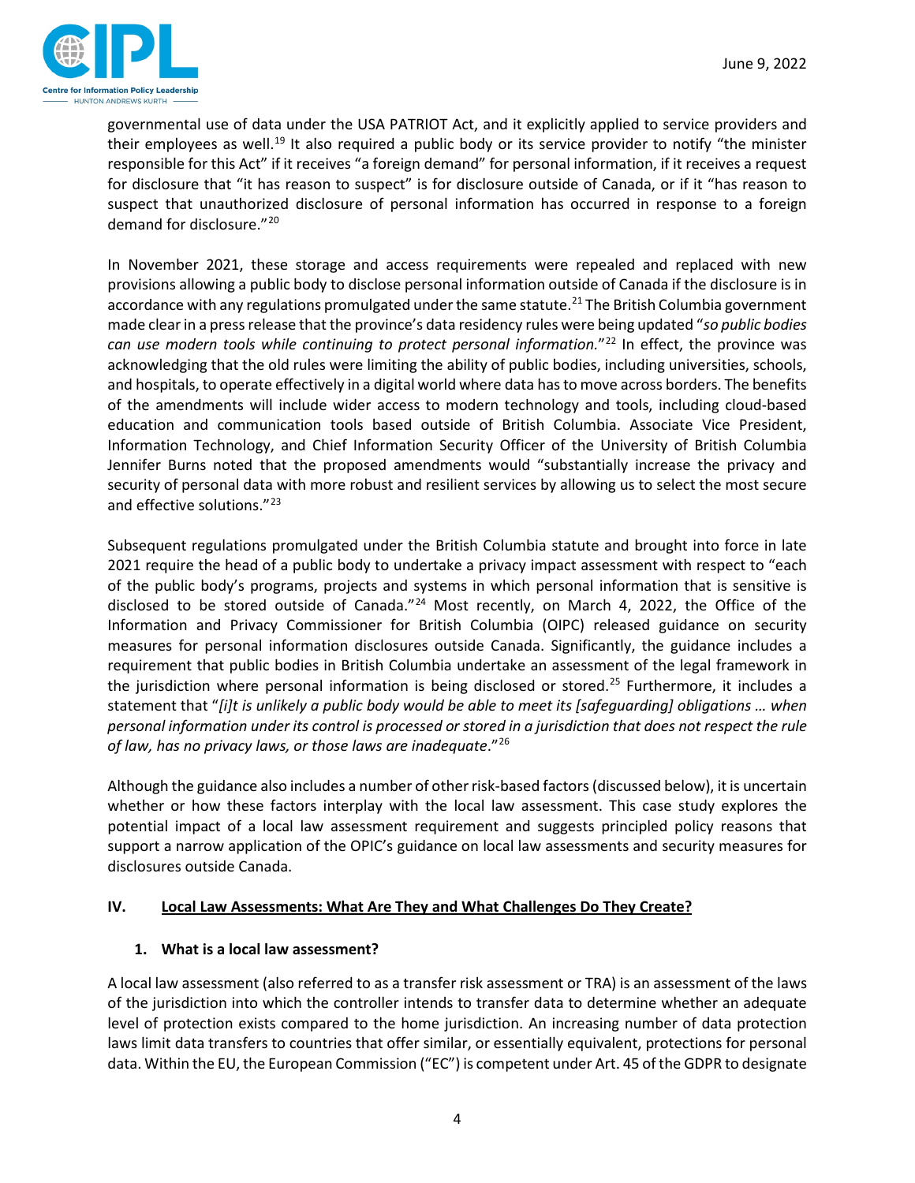governmental use of data under the USA PATRIOT Act, and it explicitly applied to service providers and their employees as well.[19] It also required a public body or its service provider to notify "the minister responsible for this Act" if it receives "a foreign demand" for personal information, if it receives a request for disclosure that "it has reason to suspect" is for disclosure outside of Canada, or if it "has reason to suspect that unauthorized disclosure of personal information has occurred in response to a foreign demand for disclosure."[20]

In November 2021, these storage and access requirements were repealed and replaced with new provisions allowing a public body to disclose personal information outside of Canada if the disclosure is in accordance with any regulations promulgated under the same statute.[21] The British Columbia government made clear in a press release that the province's data residency rules were being updated "*so public bodies can use modern tools while continuing to protect personal information.*"[22] In effect, the province was acknowledging that the old rules were limiting the ability of public bodies, including universities, schools, and hospitals, to operate effectively in a digital world where data has to move across borders. The benefits of the amendments will include wider access to modern technology and tools, including cloud-based education and communication tools based outside of British Columbia. Associate Vice President, Information Technology, and Chief Information Security Officer of the University of British Columbia Jennifer Burns noted that the proposed amendments would "substantially increase the privacy and security of personal data with more robust and resilient services by allowing us to select the most secure and effective solutions."[23]

Subsequent regulations promulgated under the British Columbia statute and brought into force in late 2021 require the head of a public body to undertake a privacy impact assessment with respect to "each of the public body's programs, projects and systems in which personal information that is sensitive is disclosed to be stored outside of Canada."[24] Most recently, on March 4, 2022, the Office of the Information and Privacy Commissioner for British Columbia (OIPC) released guidance on security measures for personal information disclosures outside Canada. Significantly, the guidance includes a requirement that public bodies in British Columbia undertake an assessment of the legal framework in the jurisdiction where personal information is being disclosed or stored.[25] Furthermore, it includes a statement that "*[i]t is unlikely a public body would be able to meet its [safeguarding] obligations … when personal information under its control is processed or stored in a jurisdiction that does not respect the rule of law, has no privacy laws, or those laws are inadequate*."[26]

Although the guidance also includes a number of other risk-based factors (discussed below), it is uncertain whether or how these factors interplay with the local law assessment. This case study explores the potential impact of a local law assessment requirement and suggests principled policy reasons that support a narrow application of the OPIC's guidance on local law assessments and security measures for disclosures outside Canada.

## IV. Local Law Assessments: What Are They and What Challenges Do They Create?

### 1. What is a local law assessment?

A local law assessment (also referred to as a transfer risk assessment or TRA) is an assessment of the laws of the jurisdiction into which the controller intends to transfer data to determine whether an adequate level of protection exists compared to the home jurisdiction. An increasing number of data protection laws limit data transfers to countries that offer similar, or essentially equivalent, protections for personal data. Within the EU, the European Commission ("EC") is competent under Art. 45 of the GDPR to designate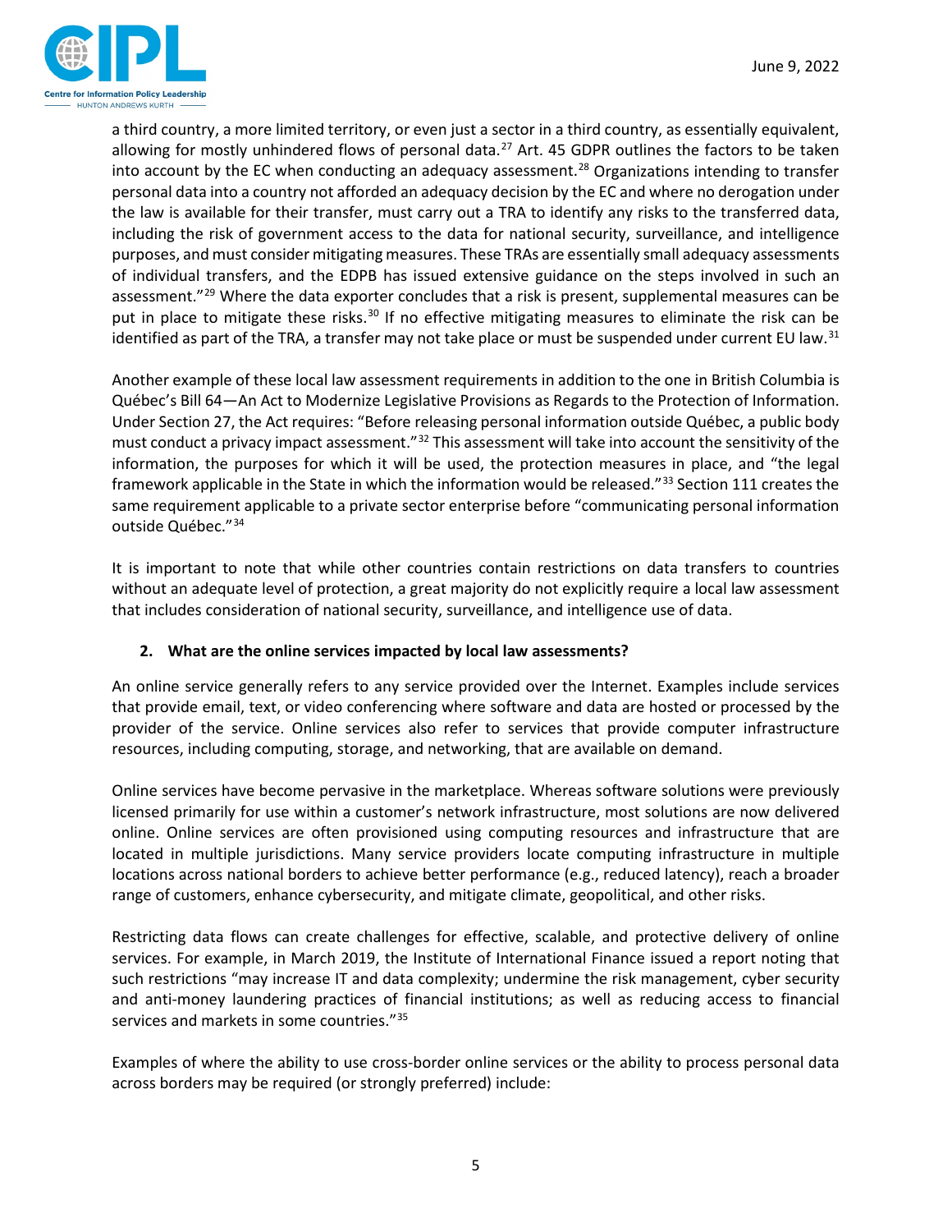a third country, a more limited territory, or even just a sector in a third country, as essentially equivalent, allowing for mostly unhindered flows of personal data.[27] Art. 45 GDPR outlines the factors to be taken into account by the EC when conducting an adequacy assessment.[28] Organizations intending to transfer personal data into a country not afforded an adequacy decision by the EC and where no derogation under the law is available for their transfer, must carry out a TRA to identify any risks to the transferred data, including the risk of government access to the data for national security, surveillance, and intelligence purposes, and must consider mitigating measures. These TRAs are essentially small adequacy assessments of individual transfers, and the EDPB has issued extensive guidance on the steps involved in such an assessment."[29] Where the data exporter concludes that a risk is present, supplemental measures can be put in place to mitigate these risks.[30] If no effective mitigating measures to eliminate the risk can be identified as part of the TRA, a transfer may not take place or must be suspended under current EU law.[31]

Another example of these local law assessment requirements in addition to the one in British Columbia is Québec's Bill 64—An Act to Modernize Legislative Provisions as Regards to the Protection of Information. Under Section 27, the Act requires: "Before releasing personal information outside Québec, a public body must conduct a privacy impact assessment."[32] This assessment will take into account the sensitivity of the information, the purposes for which it will be used, the protection measures in place, and "the legal framework applicable in the State in which the information would be released."[33] Section 111 creates the same requirement applicable to a private sector enterprise before "communicating personal information outside Québec."[34]

It is important to note that while other countries contain restrictions on data transfers to countries without an adequate level of protection, a great majority do not explicitly require a local law assessment that includes consideration of national security, surveillance, and intelligence use of data.

## 2. What are the online services impacted by local law assessments?

An online service generally refers to any service provided over the Internet. Examples include services that provide email, text, or video conferencing where software and data are hosted or processed by the provider of the service. Online services also refer to services that provide computer infrastructure resources, including computing, storage, and networking, that are available on demand.

Online services have become pervasive in the marketplace. Whereas software solutions were previously licensed primarily for use within a customer's network infrastructure, most solutions are now delivered online. Online services are often provisioned using computing resources and infrastructure that are located in multiple jurisdictions. Many service providers locate computing infrastructure in multiple locations across national borders to achieve better performance (e.g., reduced latency), reach a broader range of customers, enhance cybersecurity, and mitigate climate, geopolitical, and other risks.

Restricting data flows can create challenges for effective, scalable, and protective delivery of online services. For example, in March 2019, the Institute of International Finance issued a report noting that such restrictions "may increase IT and data complexity; undermine the risk management, cyber security and anti-money laundering practices of financial institutions; as well as reducing access to financial services and markets in some countries."[35]

Examples of where the ability to use cross-border online services or the ability to process personal data across borders may be required (or strongly preferred) include: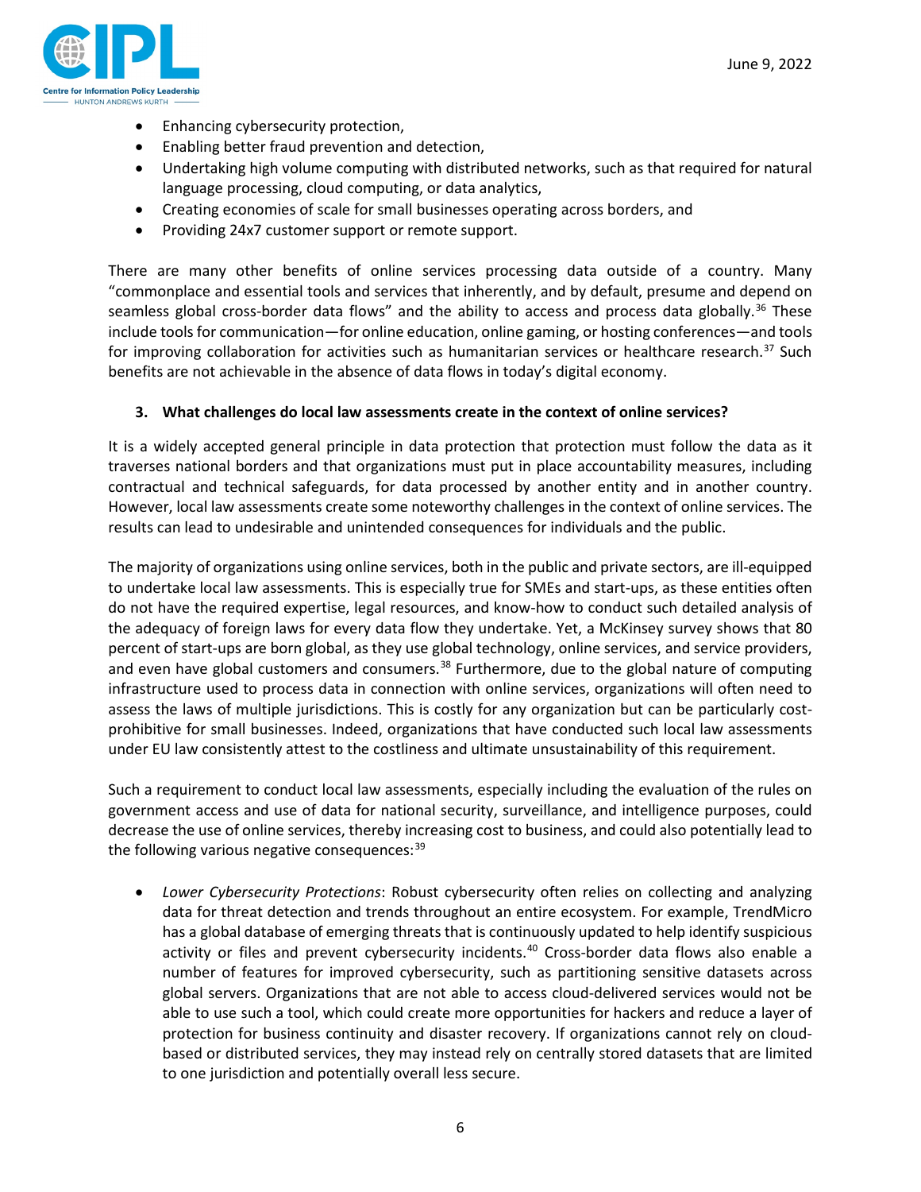- Enhancing cybersecurity protection,
- Enabling better fraud prevention and detection,
- Undertaking high volume computing with distributed networks, such as that required for natural language processing, cloud computing, or data analytics,
- Creating economies of scale for small businesses operating across borders, and
- Providing 24x7 customer support or remote support.

There are many other benefits of online services processing data outside of a country. Many "commonplace and essential tools and services that inherently, and by default, presume and depend on seamless global cross-border data flows" and the ability to access and process data globally.[36] These include tools for communication—for online education, online gaming, or hosting conferences—and tools for improving collaboration for activities such as humanitarian services or healthcare research.[37] Such benefits are not achievable in the absence of data flows in today's digital economy.

### 3. What challenges do local law assessments create in the context of online services?

It is a widely accepted general principle in data protection that protection must follow the data as it traverses national borders and that organizations must put in place accountability measures, including contractual and technical safeguards, for data processed by another entity and in another country. However, local law assessments create some noteworthy challenges in the context of online services. The results can lead to undesirable and unintended consequences for individuals and the public.

The majority of organizations using online services, both in the public and private sectors, are ill-equipped to undertake local law assessments. This is especially true for SMEs and start-ups, as these entities often do not have the required expertise, legal resources, and know-how to conduct such detailed analysis of the adequacy of foreign laws for every data flow they undertake. Yet, a McKinsey survey shows that 80 percent of start-ups are born global, as they use global technology, online services, and service providers, and even have global customers and consumers.[38] Furthermore, due to the global nature of computing infrastructure used to process data in connection with online services, organizations will often need to assess the laws of multiple jurisdictions. This is costly for any organization but can be particularly cost-prohibitive for small businesses. Indeed, organizations that have conducted such local law assessments under EU law consistently attest to the costliness and ultimate unsustainability of this requirement.

Such a requirement to conduct local law assessments, especially including the evaluation of the rules on government access and use of data for national security, surveillance, and intelligence purposes, could decrease the use of online services, thereby increasing cost to business, and could also potentially lead to the following various negative consequences:[39]

- *Lower Cybersecurity Protections*: Robust cybersecurity often relies on collecting and analyzing data for threat detection and trends throughout an entire ecosystem. For example, TrendMicro has a global database of emerging threats that is continuously updated to help identify suspicious activity or files and prevent cybersecurity incidents.[40] Cross-border data flows also enable a number of features for improved cybersecurity, such as partitioning sensitive datasets across global servers. Organizations that are not able to access cloud-delivered services would not be able to use such a tool, which could create more opportunities for hackers and reduce a layer of protection for business continuity and disaster recovery. If organizations cannot rely on cloud-based or distributed services, they may instead rely on centrally stored datasets that are limited to one jurisdiction and potentially overall less secure.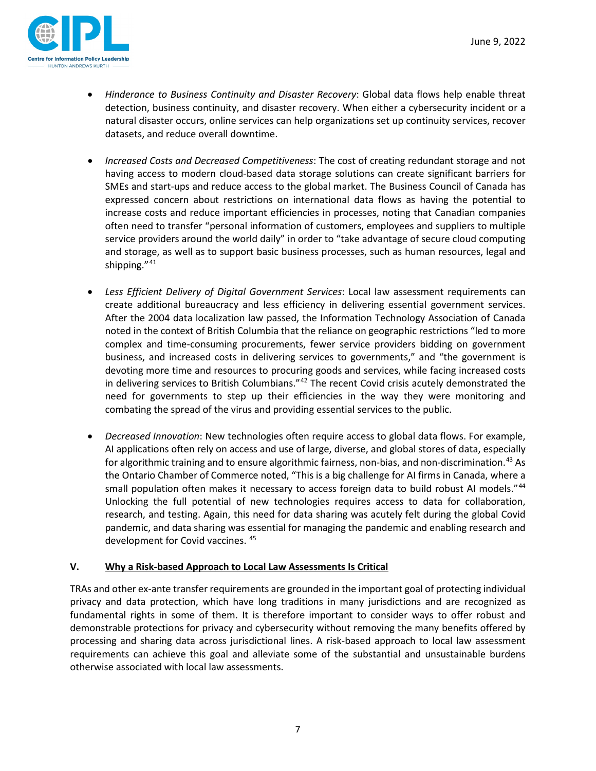- *Hinderance to Business Continuity and Disaster Recovery*: Global data flows help enable threat detection, business continuity, and disaster recovery. When either a cybersecurity incident or a natural disaster occurs, online services can help organizations set up continuity services, recover datasets, and reduce overall downtime.

- *Increased Costs and Decreased Competitiveness*: The cost of creating redundant storage and not having access to modern cloud-based data storage solutions can create significant barriers for SMEs and start-ups and reduce access to the global market. The Business Council of Canada has expressed concern about restrictions on international data flows as having the potential to increase costs and reduce important efficiencies in processes, noting that Canadian companies often need to transfer "personal information of customers, employees and suppliers to multiple service providers around the world daily" in order to "take advantage of secure cloud computing and storage, as well as to support basic business processes, such as human resources, legal and shipping."[41]

- *Less Efficient Delivery of Digital Government Services*: Local law assessment requirements can create additional bureaucracy and less efficiency in delivering essential government services. After the 2004 data localization law passed, the Information Technology Association of Canada noted in the context of British Columbia that the reliance on geographic restrictions "led to more complex and time-consuming procurements, fewer service providers bidding on government business, and increased costs in delivering services to governments," and "the government is devoting more time and resources to procuring goods and services, while facing increased costs in delivering services to British Columbians."[42] The recent Covid crisis acutely demonstrated the need for governments to step up their efficiencies in the way they were monitoring and combating the spread of the virus and providing essential services to the public.

- *Decreased Innovation*: New technologies often require access to global data flows. For example, AI applications often rely on access and use of large, diverse, and global stores of data, especially for algorithmic training and to ensure algorithmic fairness, non-bias, and non-discrimination.[43] As the Ontario Chamber of Commerce noted, "This is a big challenge for AI firms in Canada, where a small population often makes it necessary to access foreign data to build robust AI models."[44] Unlocking the full potential of new technologies requires access to data for collaboration, research, and testing. Again, this need for data sharing was acutely felt during the global Covid pandemic, and data sharing was essential for managing the pandemic and enabling research and development for Covid vaccines.[45]

## V. Why a Risk-based Approach to Local Law Assessments Is Critical

TRAs and other ex-ante transfer requirements are grounded in the important goal of protecting individual privacy and data protection, which have long traditions in many jurisdictions and are recognized as fundamental rights in some of them. It is therefore important to consider ways to offer robust and demonstrable protections for privacy and cybersecurity without removing the many benefits offered by processing and sharing data across jurisdictional lines. A risk-based approach to local law assessment requirements can achieve this goal and alleviate some of the substantial and unsustainable burdens otherwise associated with local law assessments.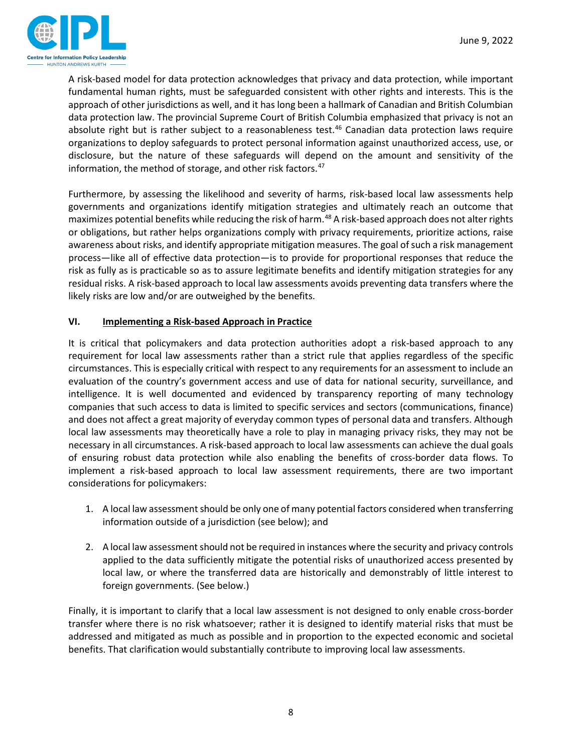A risk-based model for data protection acknowledges that privacy and data protection, while important fundamental human rights, must be safeguarded consistent with other rights and interests. This is the approach of other jurisdictions as well, and it has long been a hallmark of Canadian and British Columbian data protection law. The provincial Supreme Court of British Columbia emphasized that privacy is not an absolute right but is rather subject to a reasonableness test.[46] Canadian data protection laws require organizations to deploy safeguards to protect personal information against unauthorized access, use, or disclosure, but the nature of these safeguards will depend on the amount and sensitivity of the information, the method of storage, and other risk factors.[47]

Furthermore, by assessing the likelihood and severity of harms, risk-based local law assessments help governments and organizations identify mitigation strategies and ultimately reach an outcome that maximizes potential benefits while reducing the risk of harm.[48] A risk-based approach does not alter rights or obligations, but rather helps organizations comply with privacy requirements, prioritize actions, raise awareness about risks, and identify appropriate mitigation measures. The goal of such a risk management process—like all of effective data protection—is to provide for proportional responses that reduce the risk as fully as is practicable so as to assure legitimate benefits and identify mitigation strategies for any residual risks. A risk-based approach to local law assessments avoids preventing data transfers where the likely risks are low and/or are outweighed by the benefits.

## VI. Implementing a Risk-based Approach in Practice

It is critical that policymakers and data protection authorities adopt a risk-based approach to any requirement for local law assessments rather than a strict rule that applies regardless of the specific circumstances. This is especially critical with respect to any requirements for an assessment to include an evaluation of the country's government access and use of data for national security, surveillance, and intelligence. It is well documented and evidenced by transparency reporting of many technology companies that such access to data is limited to specific services and sectors (communications, finance) and does not affect a great majority of everyday common types of personal data and transfers. Although local law assessments may theoretically have a role to play in managing privacy risks, they may not be necessary in all circumstances. A risk-based approach to local law assessments can achieve the dual goals of ensuring robust data protection while also enabling the benefits of cross-border data flows. To implement a risk-based approach to local law assessment requirements, there are two important considerations for policymakers:

1. A local law assessment should be only one of many potential factors considered when transferring information outside of a jurisdiction (see below); and

2. A local law assessment should not be required in instances where the security and privacy controls applied to the data sufficiently mitigate the potential risks of unauthorized access presented by local law, or where the transferred data are historically and demonstrably of little interest to foreign governments. (See below.)

Finally, it is important to clarify that a local law assessment is not designed to only enable cross-border transfer where there is no risk whatsoever; rather it is designed to identify material risks that must be addressed and mitigated as much as possible and in proportion to the expected economic and societal benefits. That clarification would substantially contribute to improving local law assessments.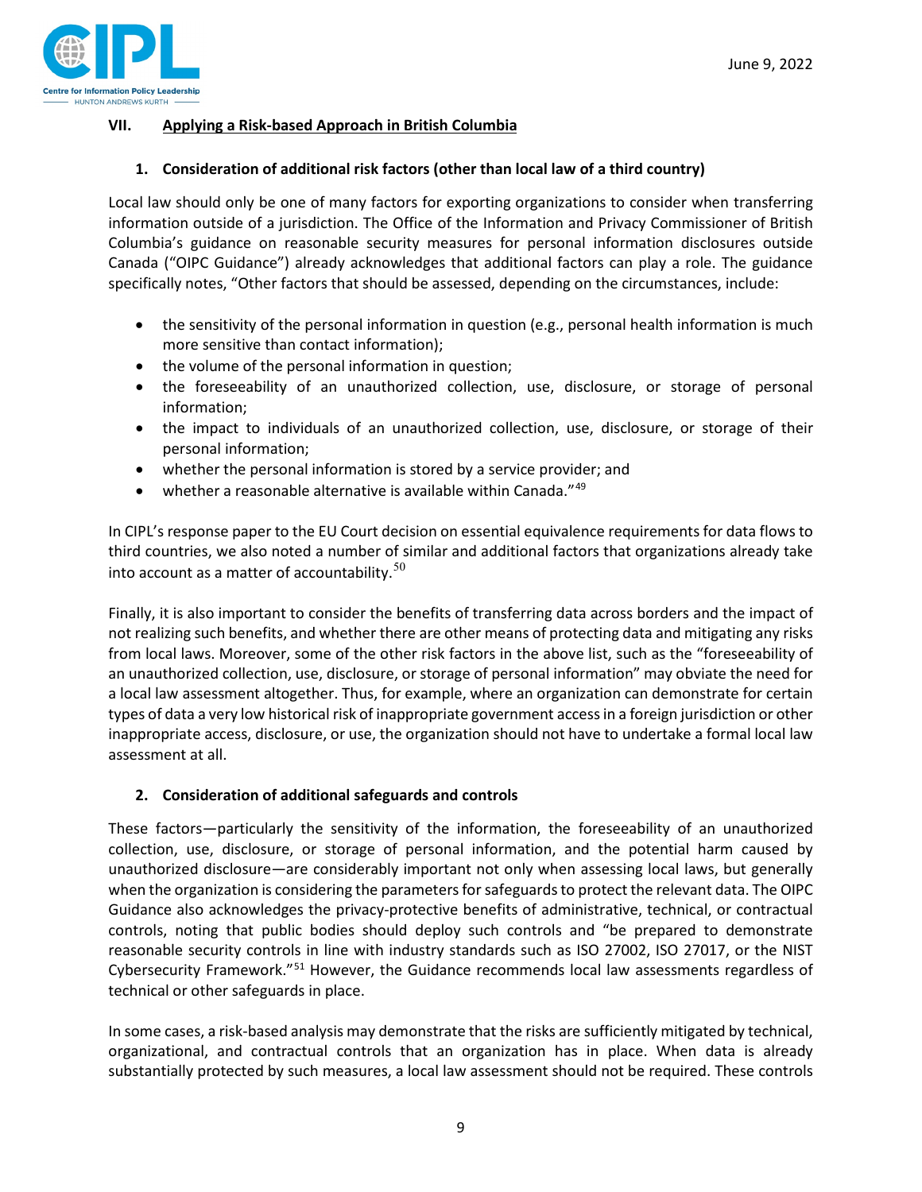## VII. Applying a Risk-based Approach in British Columbia

### 1. Consideration of additional risk factors (other than local law of a third country)

Local law should only be one of many factors for exporting organizations to consider when transferring information outside of a jurisdiction. The Office of the Information and Privacy Commissioner of British Columbia's guidance on reasonable security measures for personal information disclosures outside Canada ("OIPC Guidance") already acknowledges that additional factors can play a role. The guidance specifically notes, "Other factors that should be assessed, depending on the circumstances, include:

- the sensitivity of the personal information in question (e.g., personal health information is much more sensitive than contact information);
- the volume of the personal information in question;
- the foreseeability of an unauthorized collection, use, disclosure, or storage of personal information;
- the impact to individuals of an unauthorized collection, use, disclosure, or storage of their personal information;
- whether the personal information is stored by a service provider; and
- whether a reasonable alternative is available within Canada."[49]

In CIPL's response paper to the EU Court decision on essential equivalence requirements for data flows to third countries, we also noted a number of similar and additional factors that organizations already take into account as a matter of accountability.[50]

Finally, it is also important to consider the benefits of transferring data across borders and the impact of not realizing such benefits, and whether there are other means of protecting data and mitigating any risks from local laws. Moreover, some of the other risk factors in the above list, such as the "foreseeability of an unauthorized collection, use, disclosure, or storage of personal information" may obviate the need for a local law assessment altogether. Thus, for example, where an organization can demonstrate for certain types of data a very low historical risk of inappropriate government access in a foreign jurisdiction or other inappropriate access, disclosure, or use, the organization should not have to undertake a formal local law assessment at all.

### 2. Consideration of additional safeguards and controls

These factors—particularly the sensitivity of the information, the foreseeability of an unauthorized collection, use, disclosure, or storage of personal information, and the potential harm caused by unauthorized disclosure—are considerably important not only when assessing local laws, but generally when the organization is considering the parameters for safeguards to protect the relevant data. The OIPC Guidance also acknowledges the privacy-protective benefits of administrative, technical, or contractual controls, noting that public bodies should deploy such controls and "be prepared to demonstrate reasonable security controls in line with industry standards such as ISO 27002, ISO 27017, or the NIST Cybersecurity Framework."[51] However, the Guidance recommends local law assessments regardless of technical or other safeguards in place.

In some cases, a risk-based analysis may demonstrate that the risks are sufficiently mitigated by technical, organizational, and contractual controls that an organization has in place. When data is already substantially protected by such measures, a local law assessment should not be required. These controls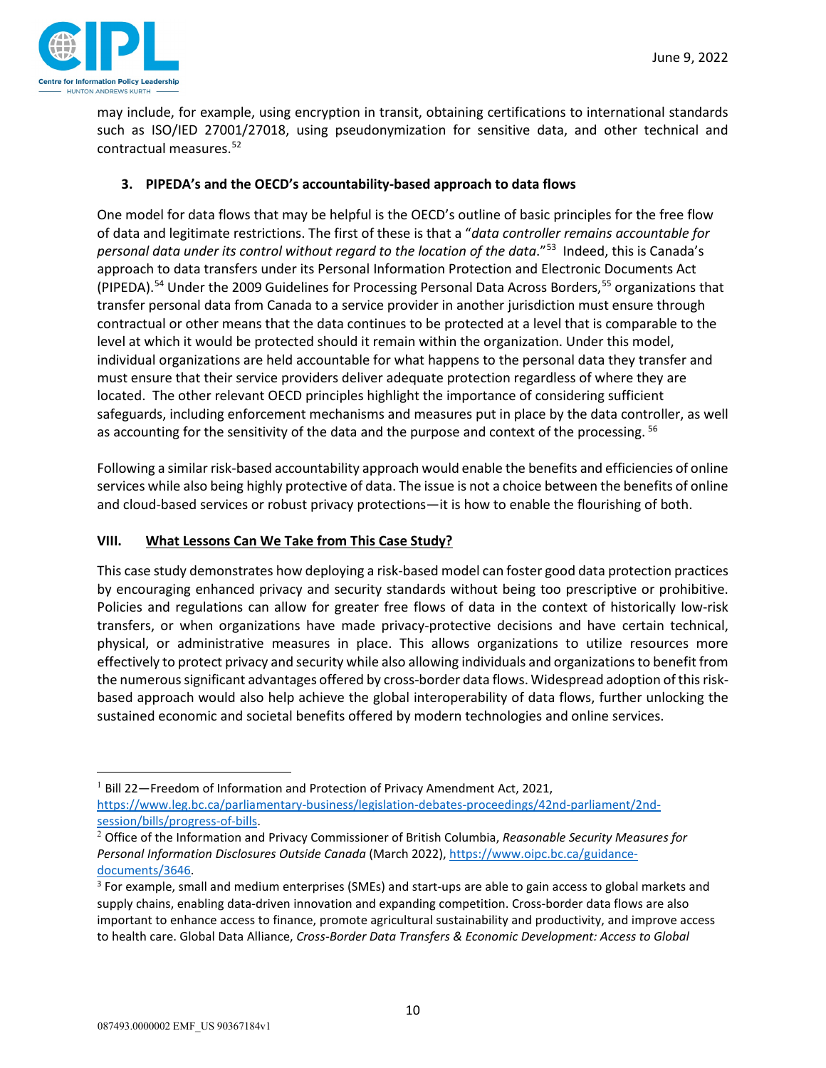may include, for example, using encryption in transit, obtaining certifications to international standards such as ISO/IED 27001/27018, using pseudonymization for sensitive data, and other technical and contractual measures.[52]

### 3. PIPEDA's and the OECD's accountability-based approach to data flows

One model for data flows that may be helpful is the OECD's outline of basic principles for the free flow of data and legitimate restrictions. The first of these is that a "*data controller remains accountable for personal data under its control without regard to the location of the data*."[53] Indeed, this is Canada's approach to data transfers under its Personal Information Protection and Electronic Documents Act (PIPEDA).[54] Under the 2009 Guidelines for Processing Personal Data Across Borders,[55] organizations that transfer personal data from Canada to a service provider in another jurisdiction must ensure through contractual or other means that the data continues to be protected at a level that is comparable to the level at which it would be protected should it remain within the organization. Under this model, individual organizations are held accountable for what happens to the personal data they transfer and must ensure that their service providers deliver adequate protection regardless of where they are located. The other relevant OECD principles highlight the importance of considering sufficient safeguards, including enforcement mechanisms and measures put in place by the data controller, as well as accounting for the sensitivity of the data and the purpose and context of the processing.[56]

Following a similar risk-based accountability approach would enable the benefits and efficiencies of online services while also being highly protective of data. The issue is not a choice between the benefits of online and cloud-based services or robust privacy protections—it is how to enable the flourishing of both.

## VIII. <u>What Lessons Can We Take from This Case Study?</u>

This case study demonstrates how deploying a risk-based model can foster good data protection practices by encouraging enhanced privacy and security standards without being too prescriptive or prohibitive. Policies and regulations can allow for greater free flows of data in the context of historically low-risk transfers, or when organizations have made privacy-protective decisions and have certain technical, physical, or administrative measures in place. This allows organizations to utilize resources more effectively to protect privacy and security while also allowing individuals and organizations to benefit from the numerous significant advantages offered by cross-border data flows. Widespread adoption of this risk-based approach would also help achieve the global interoperability of data flows, further unlocking the sustained economic and societal benefits offered by modern technologies and online services.

---

[1] Bill 22—Freedom of Information and Protection of Privacy Amendment Act, 2021, https://www.leg.bc.ca/parliamentary-business/legislation-debates-proceedings/42nd-parliament/2nd-session/bills/progress-of-bills.

[2] Office of the Information and Privacy Commissioner of British Columbia, *Reasonable Security Measures for Personal Information Disclosures Outside Canada* (March 2022), https://www.oipc.bc.ca/guidance-documents/3646.

[3] For example, small and medium enterprises (SMEs) and start-ups are able to gain access to global markets and supply chains, enabling data-driven innovation and expanding competition. Cross-border data flows are also important to enhance access to finance, promote agricultural sustainability and productivity, and improve access to health care. Global Data Alliance, *Cross-Border Data Transfers & Economic Development: Access to Global*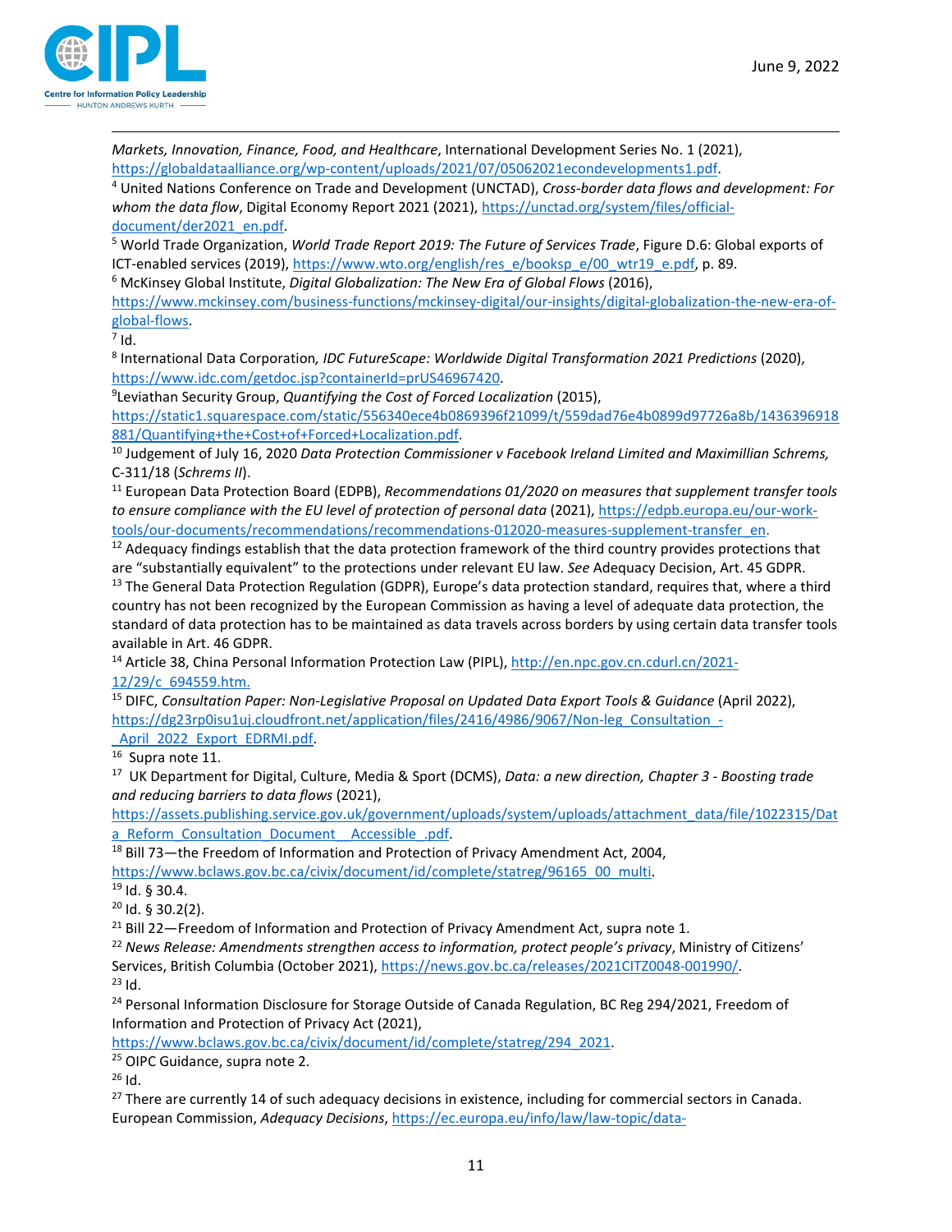*Markets, Innovation, Finance, Food, and Healthcare*, International Development Series No. 1 (2021), https://globaldataalliance.org/wp-content/uploads/2021/07/05062021econdevelopments1.pdf.

[4] United Nations Conference on Trade and Development (UNCTAD), *Cross-border data flows and development: For whom the data flow*, Digital Economy Report 2021 (2021), https://unctad.org/system/files/official-document/der2021_en.pdf.

[5] World Trade Organization, *World Trade Report 2019: The Future of Services Trade*, Figure D.6: Global exports of ICT-enabled services (2019), https://www.wto.org/english/res_e/booksp_e/00_wtr19_e.pdf, p. 89.

[6] McKinsey Global Institute, *Digital Globalization: The New Era of Global Flows* (2016), https://www.mckinsey.com/business-functions/mckinsey-digital/our-insights/digital-globalization-the-new-era-of-global-flows.

[7] Id.

[8] International Data Corporation*, IDC FutureScape: Worldwide Digital Transformation 2021 Predictions* (2020), https://www.idc.com/getdoc.jsp?containerId=prUS46967420.

[9]Leviathan Security Group, *Quantifying the Cost of Forced Localization* (2015), https://static1.squarespace.com/static/556340ece4b0869396f21099/t/559dad76e4b0899d97726a8b/1436396918881/Quantifying+the+Cost+of+Forced+Localization.pdf.

[10] Judgement of July 16, 2020 *Data Protection Commissioner v Facebook Ireland Limited and Maximillian Schrems,* C-311/18 (*Schrems II*).

[11] European Data Protection Board (EDPB), *Recommendations 01/2020 on measures that supplement transfer tools to ensure compliance with the EU level of protection of personal data* (2021), https://edpb.europa.eu/our-work-tools/our-documents/recommendations/recommendations-012020-measures-supplement-transfer_en.

[12] Adequacy findings establish that the data protection framework of the third country provides protections that are "substantially equivalent" to the protections under relevant EU law. *See* Adequacy Decision, Art. 45 GDPR.

[13] The General Data Protection Regulation (GDPR), Europe's data protection standard, requires that, where a third country has not been recognized by the European Commission as having a level of adequate data protection, the standard of data protection has to be maintained as data travels across borders by using certain data transfer tools available in Art. 46 GDPR.

[14] Article 38, China Personal Information Protection Law (PIPL), http://en.npc.gov.cn.cdurl.cn/2021-12/29/c_694559.htm.

[15] DIFC, *Consultation Paper: Non-Legislative Proposal on Updated Data Export Tools & Guidance* (April 2022), https://dg23rp0isu1uj.cloudfront.net/application/files/2416/4986/9067/Non-leg_Consultation_-_April_2022_Export_EDRMI.pdf.

[16] Supra note 11.

[17] UK Department for Digital, Culture, Media & Sport (DCMS), *Data: a new direction, Chapter 3 - Boosting trade and reducing barriers to data flows* (2021), https://assets.publishing.service.gov.uk/government/uploads/system/uploads/attachment_data/file/1022315/Data_Reform_Consultation_Document__Accessible_.pdf.

[18] Bill 73—the Freedom of Information and Protection of Privacy Amendment Act, 2004, https://www.bclaws.gov.bc.ca/civix/document/id/complete/statreg/96165_00_multi.

[19] Id. § 30.4.

[20] Id. § 30.2(2).

[21] Bill 22—Freedom of Information and Protection of Privacy Amendment Act, supra note 1.

[22] *News Release: Amendments strengthen access to information, protect people's privacy*, Ministry of Citizens' Services, British Columbia (October 2021), https://news.gov.bc.ca/releases/2021CITZ0048-001990/.

[23] Id.

[24] Personal Information Disclosure for Storage Outside of Canada Regulation, BC Reg 294/2021, Freedom of Information and Protection of Privacy Act (2021), https://www.bclaws.gov.bc.ca/civix/document/id/complete/statreg/294_2021.

[25] OIPC Guidance, supra note 2.

[26] Id.

[27] There are currently 14 of such adequacy decisions in existence, including for commercial sectors in Canada. European Commission, *Adequacy Decisions*, https://ec.europa.eu/info/law/law-topic/data-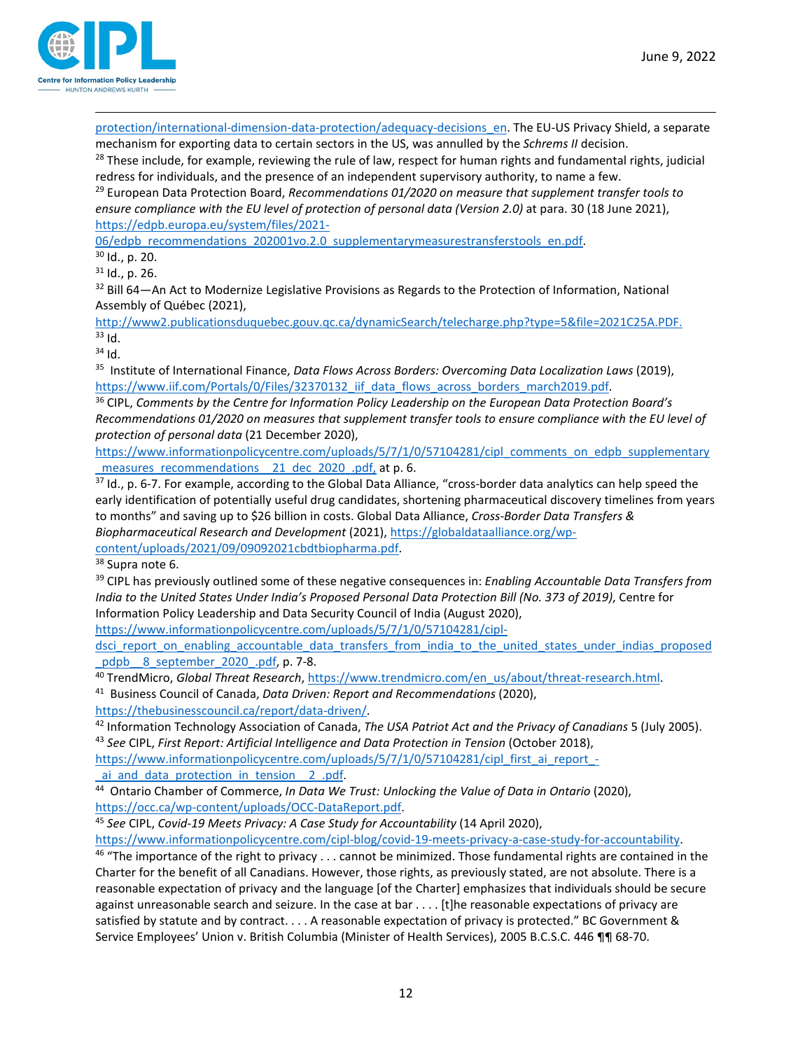protection/international-dimension-data-protection/adequacy-decisions_en. The EU-US Privacy Shield, a separate mechanism for exporting data to certain sectors in the US, was annulled by the *Schrems II* decision.

[28] These include, for example, reviewing the rule of law, respect for human rights and fundamental rights, judicial redress for individuals, and the presence of an independent supervisory authority, to name a few.

[29] European Data Protection Board, *Recommendations 01/2020 on measure that supplement transfer tools to ensure compliance with the EU level of protection of personal data (Version 2.0)* at para. 30 (18 June 2021), https://edpb.europa.eu/system/files/2021-06/edpb_recommendations_202001vo.2.0_supplementarymeasurestransferstools_en.pdf.

[30] Id., p. 20.

[31] Id., p. 26.

[32] Bill 64—An Act to Modernize Legislative Provisions as Regards to the Protection of Information, National Assembly of Québec (2021), http://www2.publicationsduquebec.gouv.qc.ca/dynamicSearch/telecharge.php?type=5&file=2021C25A.PDF.

[33] Id.

[34] Id.

[35] Institute of International Finance, *Data Flows Across Borders: Overcoming Data Localization Laws* (2019), https://www.iif.com/Portals/0/Files/32370132_iif_data_flows_across_borders_march2019.pdf.

[36] CIPL, *Comments by the Centre for Information Policy Leadership on the European Data Protection Board's Recommendations 01/2020 on measures that supplement transfer tools to ensure compliance with the EU level of protection of personal data* (21 December 2020), https://www.informationpolicycentre.com/uploads/5/7/1/0/57104281/cipl_comments_on_edpb_supplementary_measures_recommendations__21_dec_2020_.pdf, at p. 6.

[37] Id., p. 6-7. For example, according to the Global Data Alliance, "cross-border data analytics can help speed the early identification of potentially useful drug candidates, shortening pharmaceutical discovery timelines from years to months" and saving up to $26 billion in costs. Global Data Alliance, *Cross-Border Data Transfers & Biopharmaceutical Research and Development* (2021), https://globaldataalliance.org/wp-content/uploads/2021/09/09092021cbdtbiopharma.pdf.

[38] Supra note 6.

[39] CIPL has previously outlined some of these negative consequences in: *Enabling Accountable Data Transfers from India to the United States Under India's Proposed Personal Data Protection Bill (No. 373 of 2019)*, Centre for Information Policy Leadership and Data Security Council of India (August 2020), https://www.informationpolicycentre.com/uploads/5/7/1/0/57104281/cipl-dsci_report_on_enabling_accountable_data_transfers_from_india_to_the_united_states_under_indias_proposed_pdpb__8_september_2020_.pdf, p. 7-8.

[40] TrendMicro, *Global Threat Research*, https://www.trendmicro.com/en_us/about/threat-research.html.

[41] Business Council of Canada, *Data Driven: Report and Recommendations* (2020), https://thebusinesscouncil.ca/report/data-driven/.

[42] Information Technology Association of Canada, *The USA Patriot Act and the Privacy of Canadians* 5 (July 2005).

[43] *See* CIPL, *First Report: Artificial Intelligence and Data Protection in Tension* (October 2018), https://www.informationpolicycentre.com/uploads/5/7/1/0/57104281/cipl_first_ai_report_-_ai_and_data_protection_in_tension__2_.pdf.

[44] Ontario Chamber of Commerce, *In Data We Trust: Unlocking the Value of Data in Ontario* (2020), https://occ.ca/wp-content/uploads/OCC-DataReport.pdf.

[45] *See* CIPL, *Covid-19 Meets Privacy: A Case Study for Accountability* (14 April 2020), https://www.informationpolicycentre.com/cipl-blog/covid-19-meets-privacy-a-case-study-for-accountability.

[46] "The importance of the right to privacy . . . cannot be minimized. Those fundamental rights are contained in the Charter for the benefit of all Canadians. However, those rights, as previously stated, are not absolute. There is a reasonable expectation of privacy and the language [of the Charter] emphasizes that individuals should be secure against unreasonable search and seizure. In the case at bar . . . . [t]he reasonable expectations of privacy are satisfied by statute and by contract. . . . A reasonable expectation of privacy is protected." BC Government & Service Employees' Union v. British Columbia (Minister of Health Services), 2005 B.C.S.C. 446 ¶¶ 68-70.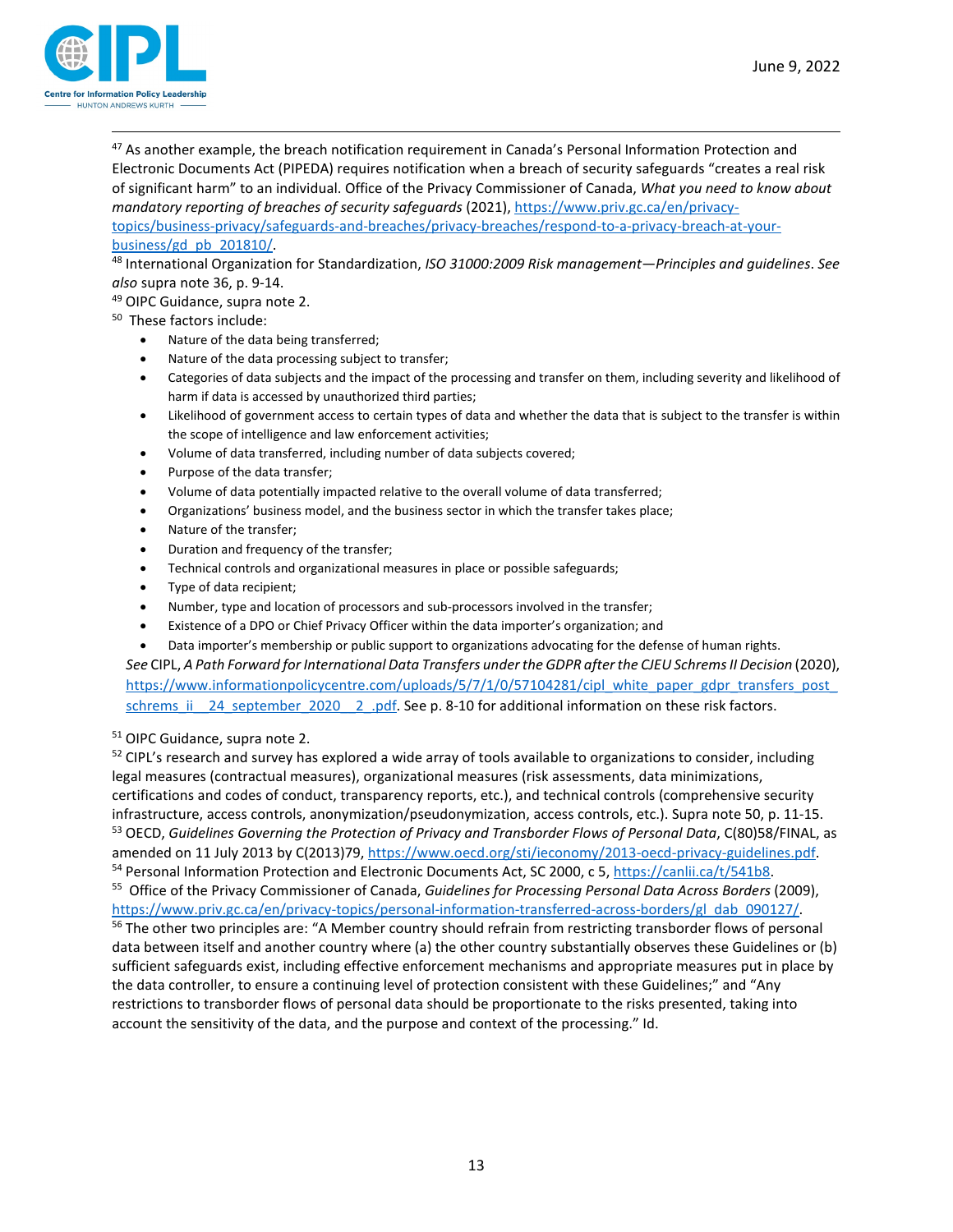[47] As another example, the breach notification requirement in Canada's Personal Information Protection and Electronic Documents Act (PIPEDA) requires notification when a breach of security safeguards "creates a real risk of significant harm" to an individual. Office of the Privacy Commissioner of Canada, *What you need to know about mandatory reporting of breaches of security safeguards* (2021), https://www.priv.gc.ca/en/privacy-topics/business-privacy/safeguards-and-breaches/privacy-breaches/respond-to-a-privacy-breach-at-your-business/gd_pb_201810/.

[48] International Organization for Standardization, *ISO 31000:2009 Risk management—Principles and guidelines*. *See also* supra note 36, p. 9-14.

[49] OIPC Guidance, supra note 2.

[50] These factors include:

- Nature of the data being transferred;
- Nature of the data processing subject to transfer;
- Categories of data subjects and the impact of the processing and transfer on them, including severity and likelihood of harm if data is accessed by unauthorized third parties;
- Likelihood of government access to certain types of data and whether the data that is subject to the transfer is within the scope of intelligence and law enforcement activities;
- Volume of data transferred, including number of data subjects covered;
- Purpose of the data transfer;
- Volume of data potentially impacted relative to the overall volume of data transferred;
- Organizations' business model, and the business sector in which the transfer takes place;
- Nature of the transfer;
- Duration and frequency of the transfer;
- Technical controls and organizational measures in place or possible safeguards;
- Type of data recipient;
- Number, type and location of processors and sub-processors involved in the transfer;
- Existence of a DPO or Chief Privacy Officer within the data importer's organization; and
- Data importer's membership or public support to organizations advocating for the defense of human rights.

*See* CIPL, *A Path Forward for International Data Transfers under the GDPR after the CJEU Schrems II Decision* (2020), https://www.informationpolicycentre.com/uploads/5/7/1/0/57104281/cipl_white_paper_gdpr_transfers_post_schrems_ii__24_september_2020__2_.pdf. See p. 8-10 for additional information on these risk factors.

[51] OIPC Guidance, supra note 2.

[52] CIPL's research and survey has explored a wide array of tools available to organizations to consider, including legal measures (contractual measures), organizational measures (risk assessments, data minimizations, certifications and codes of conduct, transparency reports, etc.), and technical controls (comprehensive security infrastructure, access controls, anonymization/pseudonymization, access controls, etc.). Supra note 50, p. 11-15.

[53] OECD, *Guidelines Governing the Protection of Privacy and Transborder Flows of Personal Data*, C(80)58/FINAL, as amended on 11 July 2013 by C(2013)79, https://www.oecd.org/sti/ieconomy/2013-oecd-privacy-guidelines.pdf.

[54] Personal Information Protection and Electronic Documents Act, SC 2000, c 5, https://canlii.ca/t/541b8.

[55] Office of the Privacy Commissioner of Canada, *Guidelines for Processing Personal Data Across Borders* (2009), https://www.priv.gc.ca/en/privacy-topics/personal-information-transferred-across-borders/gl_dab_090127/.

[56] The other two principles are: "A Member country should refrain from restricting transborder flows of personal data between itself and another country where (a) the other country substantially observes these Guidelines or (b) sufficient safeguards exist, including effective enforcement mechanisms and appropriate measures put in place by the data controller, to ensure a continuing level of protection consistent with these Guidelines;" and "Any restrictions to transborder flows of personal data should be proportionate to the risks presented, taking into account the sensitivity of the data, and the purpose and context of the processing." Id.